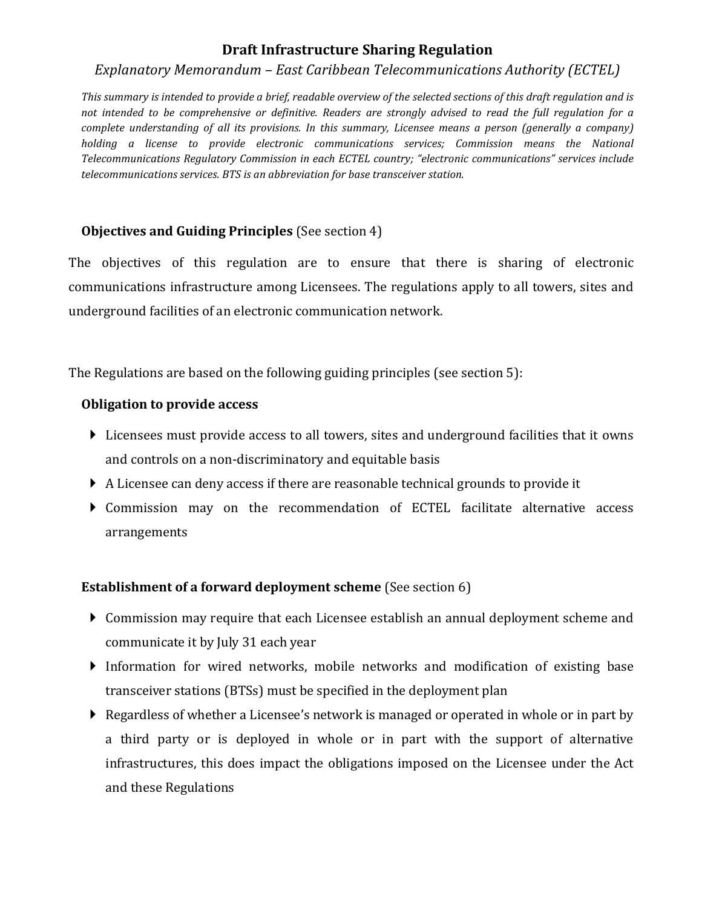# Draft Infrastructure Sharing Regulation

*Explanatory Memorandum – East Caribbean Telecommunications Authority (ECTEL)*

*This summary is intended to provide a brief, readable overview of the selected sections of this draft regulation and is not intended to be comprehensive or definitive. Readers are strongly advised to read the full regulation for a complete understanding of all its provisions. In this summary, Licensee means a person (generally a company) holding a license to provide electronic communications services; Commission means the National Telecommunications Regulatory Commission in each ECTEL country; "electronic communications" services include telecommunications services. BTS is an abbreviation for base transceiver station.*

**Objectives and Guiding Principles** (See section 4)

The objectives of this regulation are to ensure that there is sharing of electronic communications infrastructure among Licensees. The regulations apply to all towers, sites and underground facilities of an electronic communication network.

The Regulations are based on the following guiding principles (see section 5):

**Obligation to provide access**

- Licensees must provide access to all towers, sites and underground facilities that it owns and controls on a non-discriminatory and equitable basis
- A Licensee can deny access if there are reasonable technical grounds to provide it
- Commission may on the recommendation of ECTEL facilitate alternative access arrangements

**Establishment of a forward deployment scheme** (See section 6)

- Commission may require that each Licensee establish an annual deployment scheme and communicate it by July 31 each year
- Information for wired networks, mobile networks and modification of existing base transceiver stations (BTSs) must be specified in the deployment plan
- Regardless of whether a Licensee's network is managed or operated in whole or in part by a third party or is deployed in whole or in part with the support of alternative infrastructures, this does impact the obligations imposed on the Licensee under the Act and these Regulations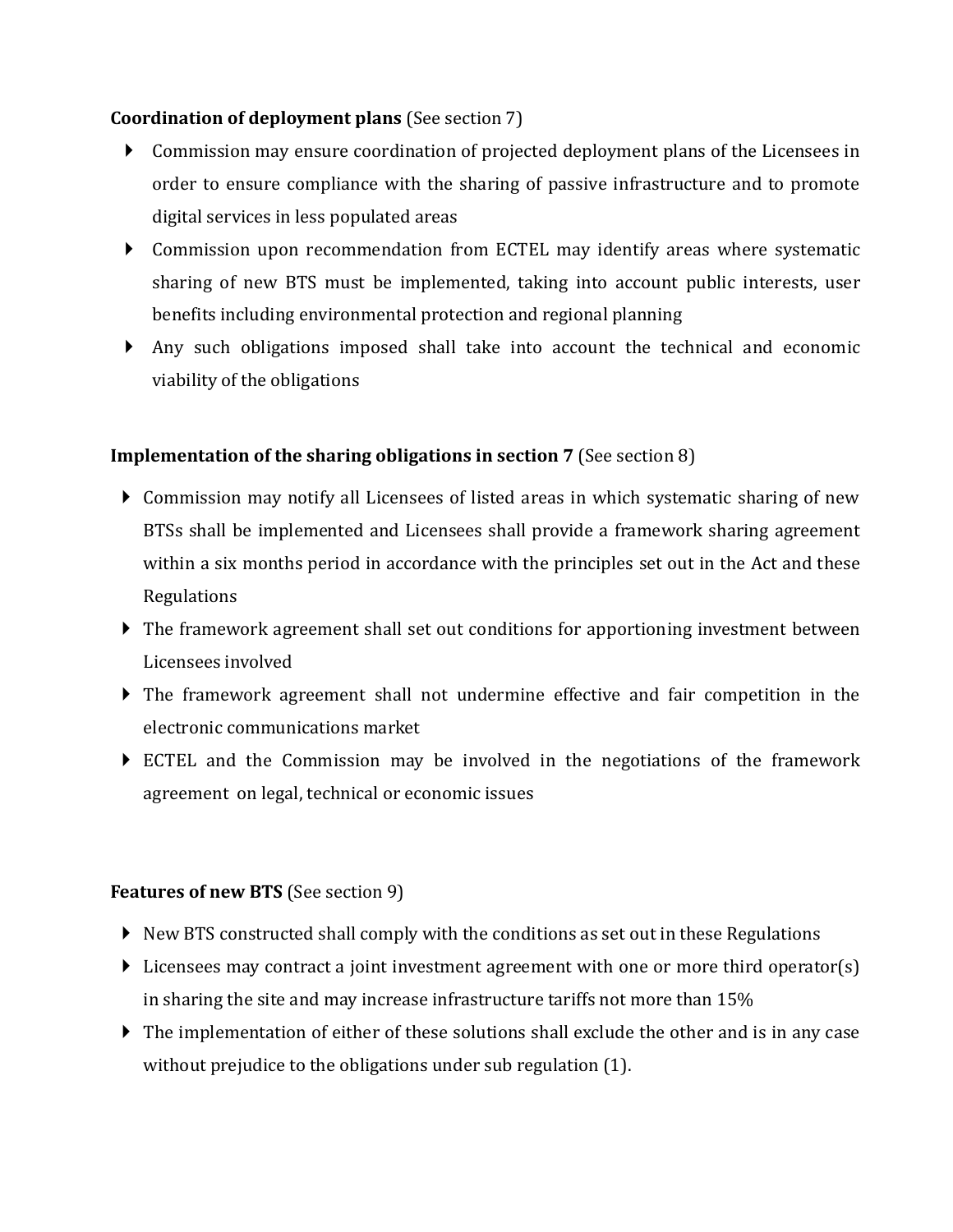**Coordination of deployment plans** (See section 7)

- Commission may ensure coordination of projected deployment plans of the Licensees in order to ensure compliance with the sharing of passive infrastructure and to promote digital services in less populated areas
- Commission upon recommendation from ECTEL may identify areas where systematic sharing of new BTS must be implemented, taking into account public interests, user benefits including environmental protection and regional planning
- Any such obligations imposed shall take into account the technical and economic viability of the obligations

**Implementation of the sharing obligations in section 7** (See section 8)

- Commission may notify all Licensees of listed areas in which systematic sharing of new BTSs shall be implemented and Licensees shall provide a framework sharing agreement within a six months period in accordance with the principles set out in the Act and these Regulations
- The framework agreement shall set out conditions for apportioning investment between Licensees involved
- The framework agreement shall not undermine effective and fair competition in the electronic communications market
- ECTEL and the Commission may be involved in the negotiations of the framework agreement on legal, technical or economic issues

**Features of new BTS** (See section 9)

- New BTS constructed shall comply with the conditions as set out in these Regulations
- Licensees may contract a joint investment agreement with one or more third operator(s) in sharing the site and may increase infrastructure tariffs not more than 15%
- The implementation of either of these solutions shall exclude the other and is in any case without prejudice to the obligations under sub regulation (1).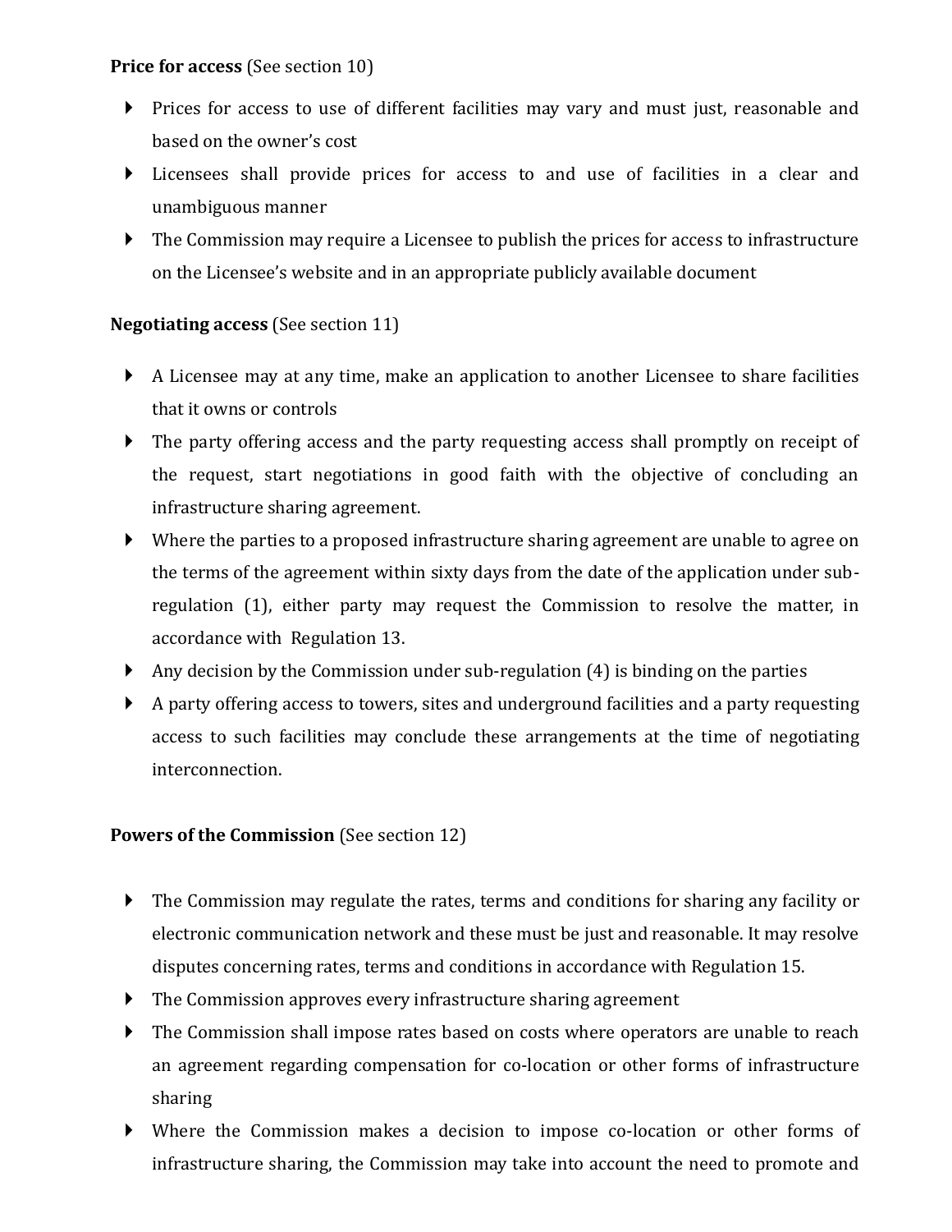**Price for access** (See section 10)

- Prices for access to use of different facilities may vary and must just, reasonable and based on the owner's cost
- Licensees shall provide prices for access to and use of facilities in a clear and unambiguous manner
- The Commission may require a Licensee to publish the prices for access to infrastructure on the Licensee's website and in an appropriate publicly available document

**Negotiating access** (See section 11)

- A Licensee may at any time, make an application to another Licensee to share facilities that it owns or controls
- The party offering access and the party requesting access shall promptly on receipt of the request, start negotiations in good faith with the objective of concluding an infrastructure sharing agreement.
- Where the parties to a proposed infrastructure sharing agreement are unable to agree on the terms of the agreement within sixty days from the date of the application under sub-regulation (1), either party may request the Commission to resolve the matter, in accordance with Regulation 13.
- Any decision by the Commission under sub-regulation (4) is binding on the parties
- A party offering access to towers, sites and underground facilities and a party requesting access to such facilities may conclude these arrangements at the time of negotiating interconnection.

**Powers of the Commission** (See section 12)

- The Commission may regulate the rates, terms and conditions for sharing any facility or electronic communication network and these must be just and reasonable. It may resolve disputes concerning rates, terms and conditions in accordance with Regulation 15.
- The Commission approves every infrastructure sharing agreement
- The Commission shall impose rates based on costs where operators are unable to reach an agreement regarding compensation for co-location or other forms of infrastructure sharing
- Where the Commission makes a decision to impose co-location or other forms of infrastructure sharing, the Commission may take into account the need to promote and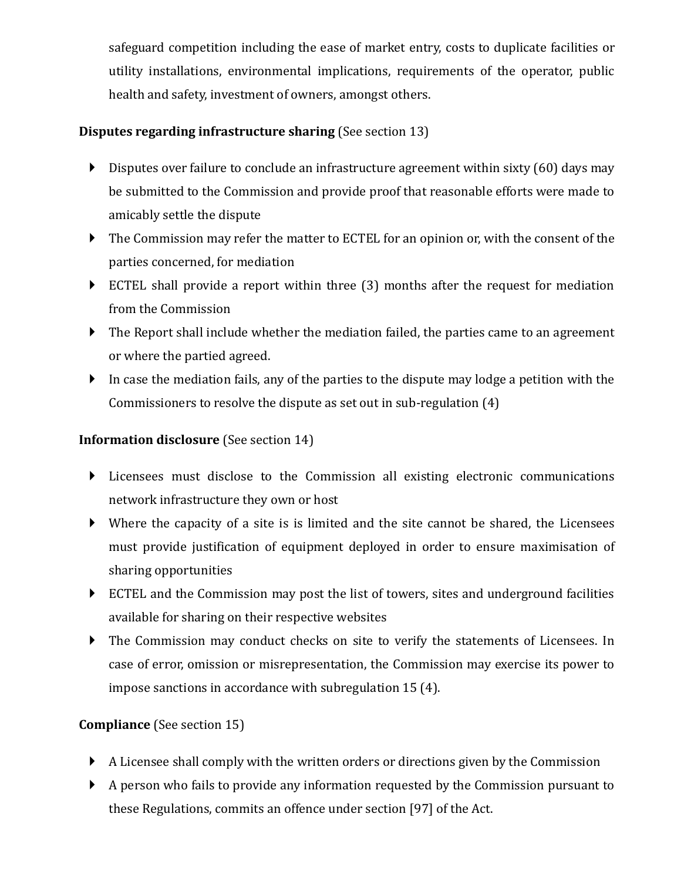safeguard competition including the ease of market entry, costs to duplicate facilities or utility installations, environmental implications, requirements of the operator, public health and safety, investment of owners, amongst others.

**Disputes regarding infrastructure sharing** (See section 13)

- Disputes over failure to conclude an infrastructure agreement within sixty (60) days may be submitted to the Commission and provide proof that reasonable efforts were made to amicably settle the dispute
- The Commission may refer the matter to ECTEL for an opinion or, with the consent of the parties concerned, for mediation
- ECTEL shall provide a report within three (3) months after the request for mediation from the Commission
- The Report shall include whether the mediation failed, the parties came to an agreement or where the partied agreed.
- In case the mediation fails, any of the parties to the dispute may lodge a petition with the Commissioners to resolve the dispute as set out in sub-regulation (4)

**Information disclosure** (See section 14)

- Licensees must disclose to the Commission all existing electronic communications network infrastructure they own or host
- Where the capacity of a site is is limited and the site cannot be shared, the Licensees must provide justification of equipment deployed in order to ensure maximisation of sharing opportunities
- ECTEL and the Commission may post the list of towers, sites and underground facilities available for sharing on their respective websites
- The Commission may conduct checks on site to verify the statements of Licensees. In case of error, omission or misrepresentation, the Commission may exercise its power to impose sanctions in accordance with subregulation 15 (4).

**Compliance** (See section 15)

- A Licensee shall comply with the written orders or directions given by the Commission
- A person who fails to provide any information requested by the Commission pursuant to these Regulations, commits an offence under section [97] of the Act.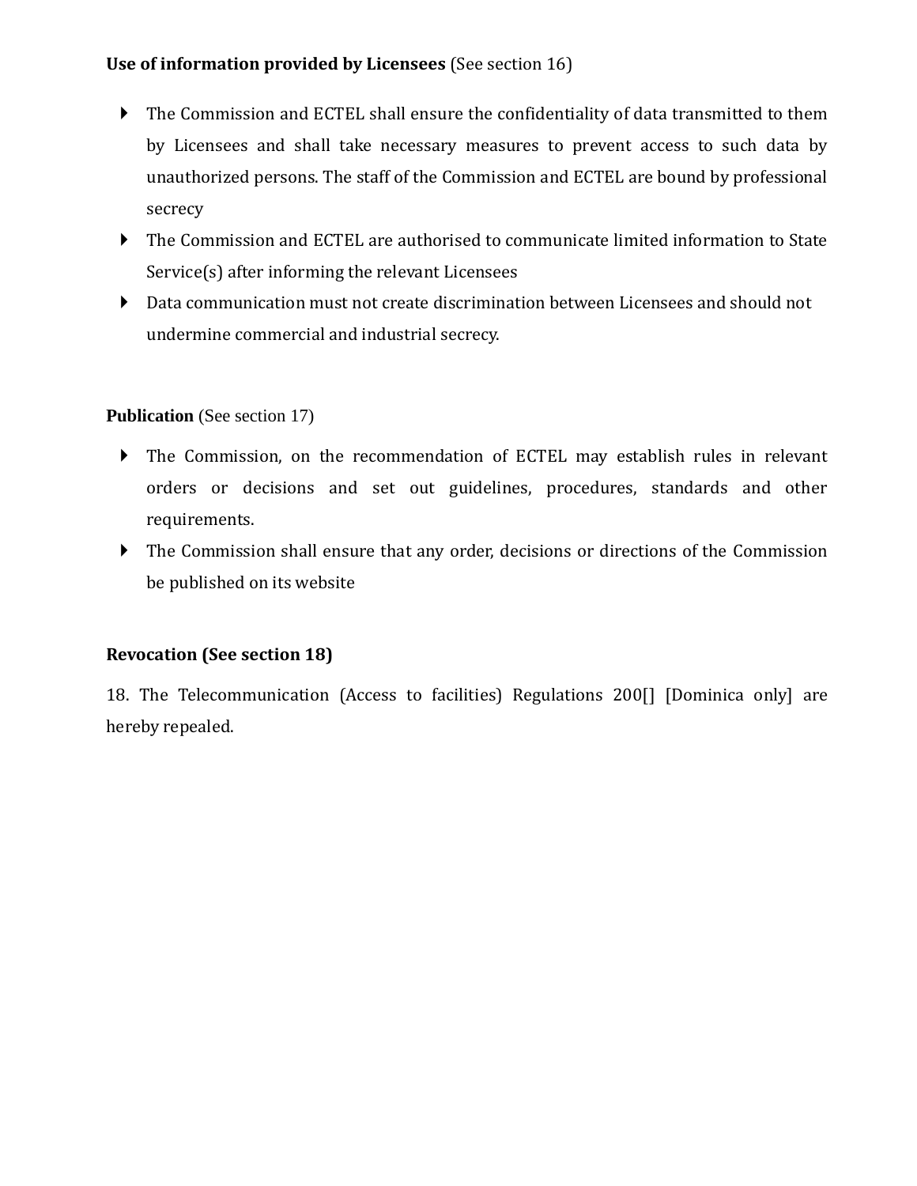**Use of information provided by Licensees** (See section 16)

- The Commission and ECTEL shall ensure the confidentiality of data transmitted to them by Licensees and shall take necessary measures to prevent access to such data by unauthorized persons. The staff of the Commission and ECTEL are bound by professional secrecy
- The Commission and ECTEL are authorised to communicate limited information to State Service(s) after informing the relevant Licensees
- Data communication must not create discrimination between Licensees and should not undermine commercial and industrial secrecy.

**Publication** (See section 17)

- The Commission, on the recommendation of ECTEL may establish rules in relevant orders or decisions and set out guidelines, procedures, standards and other requirements.
- The Commission shall ensure that any order, decisions or directions of the Commission be published on its website

**Revocation (See section 18)**

18. The Telecommunication (Access to facilities) Regulations 200[] [Dominica only] are hereby repealed.